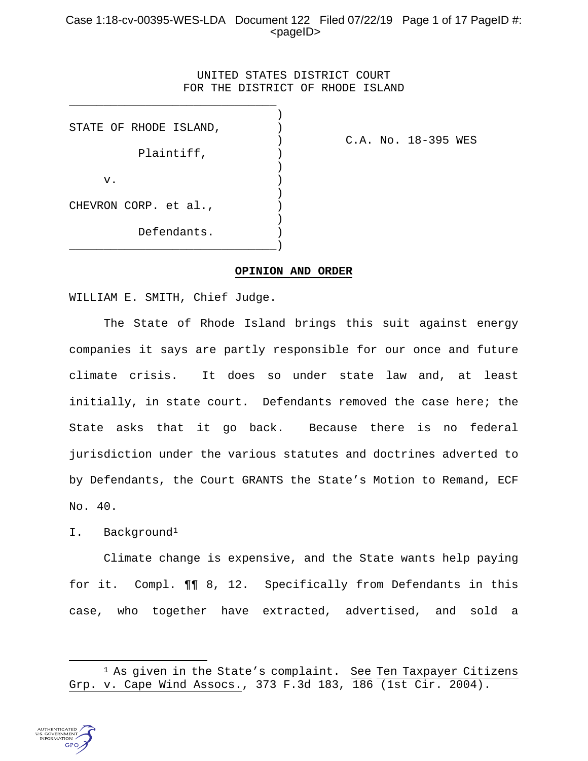UNITED STATES DISTRICT COURT
FOR THE DISTRICT OF RHODE ISLAND

STATE OF RHODE ISLAND,

Plaintiff,

v.

CHEVRON CORP. et al.,

Defendants.

C.A. No. 18-395 WES

**OPINION AND ORDER**

WILLIAM E. SMITH, Chief Judge.

The State of Rhode Island brings this suit against energy companies it says are partly responsible for our once and future climate crisis. It does so under state law and, at least initially, in state court. Defendants removed the case here; the State asks that it go back. Because there is no federal jurisdiction under the various statutes and doctrines adverted to by Defendants, the Court GRANTS the State's Motion to Remand, ECF No. 40.

I. Background[1]

Climate change is expensive, and the State wants help paying for it. Compl. ¶¶ 8, 12. Specifically from Defendants in this case, who together have extracted, advertised, and sold a

[1] As given in the State's complaint. See Ten Taxpayer Citizens Grp. v. Cape Wind Assocs., 373 F.3d 183, 186 (1st Cir. 2004).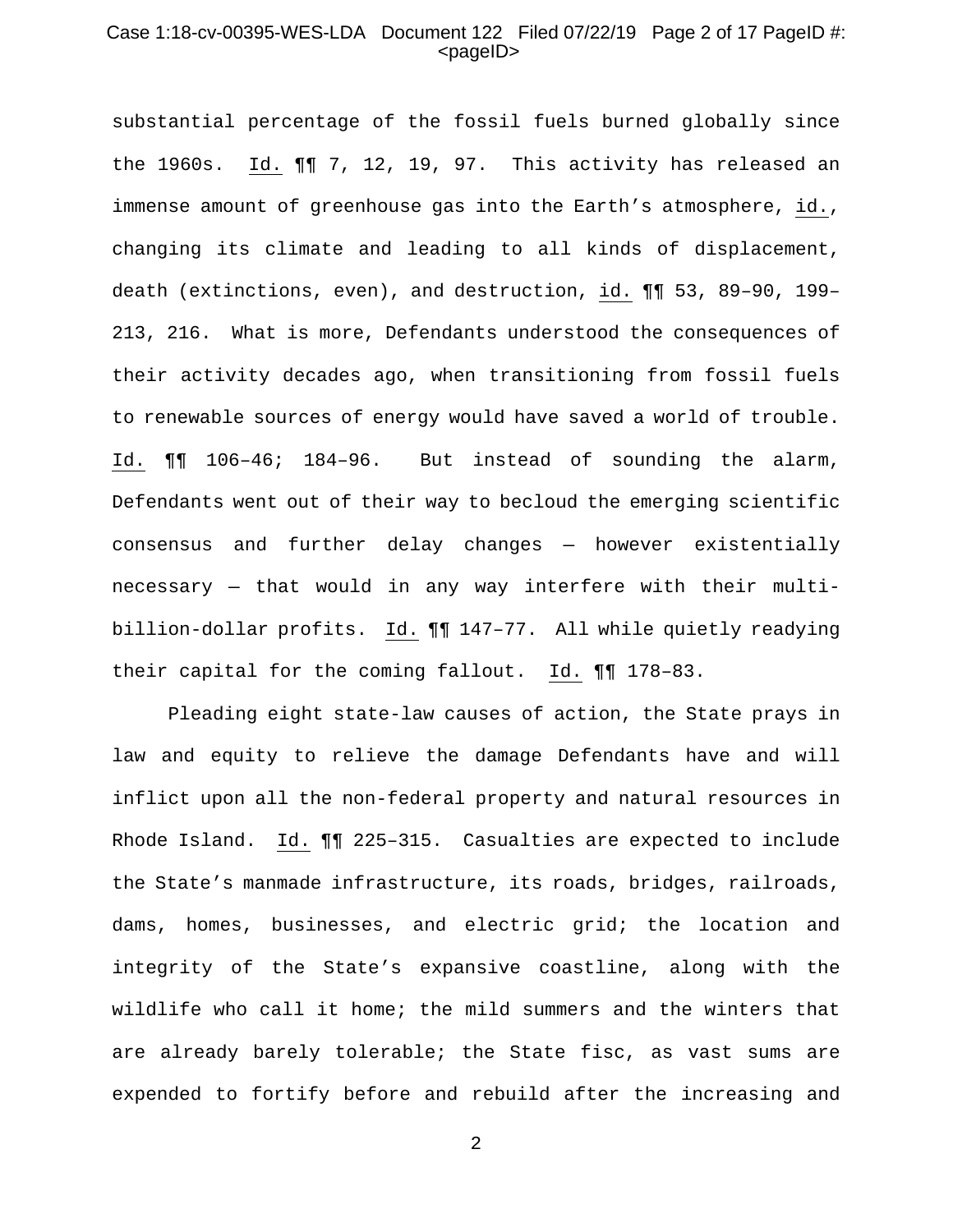substantial percentage of the fossil fuels burned globally since the 1960s. Id. ¶¶ 7, 12, 19, 97. This activity has released an immense amount of greenhouse gas into the Earth's atmosphere, id., changing its climate and leading to all kinds of displacement, death (extinctions, even), and destruction, id. ¶¶ 53, 89–90, 199–213, 216. What is more, Defendants understood the consequences of their activity decades ago, when transitioning from fossil fuels to renewable sources of energy would have saved a world of trouble. Id. ¶¶ 106–46; 184–96. But instead of sounding the alarm, Defendants went out of their way to becloud the emerging scientific consensus and further delay changes — however existentially necessary — that would in any way interfere with their multi-billion-dollar profits. Id. ¶¶ 147–77. All while quietly readying their capital for the coming fallout. Id. ¶¶ 178–83.

Pleading eight state-law causes of action, the State prays in law and equity to relieve the damage Defendants have and will inflict upon all the non-federal property and natural resources in Rhode Island. Id. ¶¶ 225–315. Casualties are expected to include the State's manmade infrastructure, its roads, bridges, railroads, dams, homes, businesses, and electric grid; the location and integrity of the State's expansive coastline, along with the wildlife who call it home; the mild summers and the winters that are already barely tolerable; the State fisc, as vast sums are expended to fortify before and rebuild after the increasing and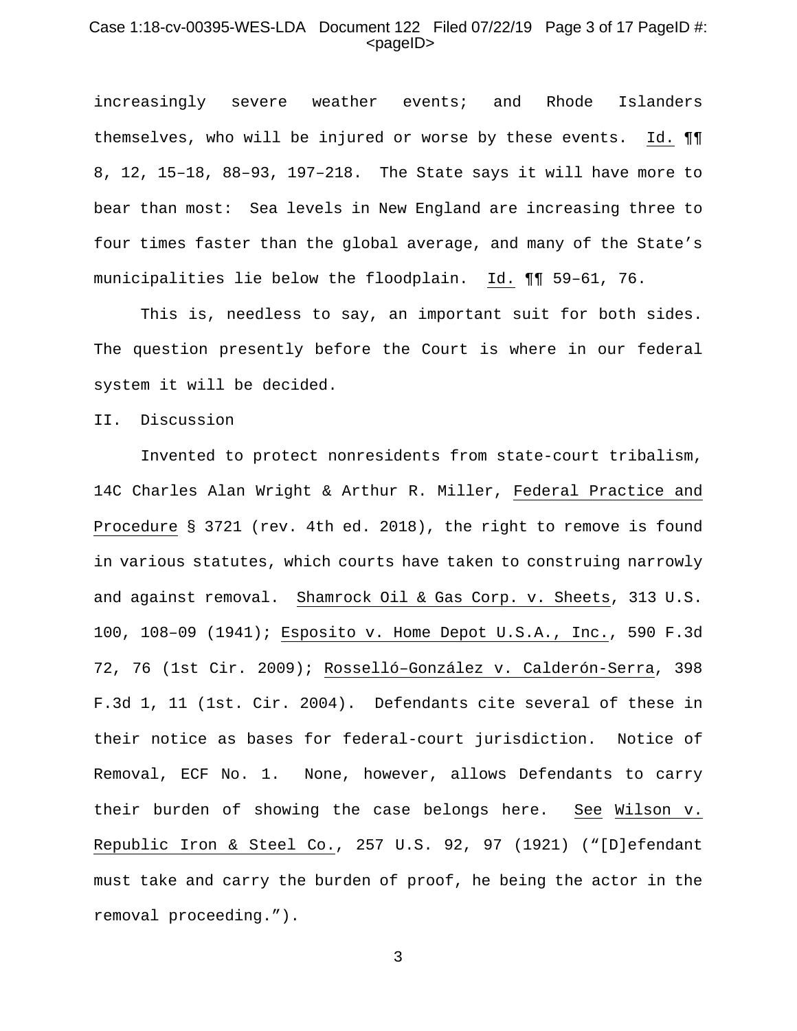increasingly severe weather events; and Rhode Islanders themselves, who will be injured or worse by these events. Id. ¶¶ 8, 12, 15–18, 88–93, 197–218. The State says it will have more to bear than most: Sea levels in New England are increasing three to four times faster than the global average, and many of the State's municipalities lie below the floodplain. Id. ¶¶ 59–61, 76.

This is, needless to say, an important suit for both sides. The question presently before the Court is where in our federal system it will be decided.

## II. Discussion

Invented to protect nonresidents from state-court tribalism, 14C Charles Alan Wright & Arthur R. Miller, Federal Practice and Procedure § 3721 (rev. 4th ed. 2018), the right to remove is found in various statutes, which courts have taken to construing narrowly and against removal. Shamrock Oil & Gas Corp. v. Sheets, 313 U.S. 100, 108–09 (1941); Esposito v. Home Depot U.S.A., Inc., 590 F.3d 72, 76 (1st Cir. 2009); Rosselló–González v. Calderón-Serra, 398 F.3d 1, 11 (1st. Cir. 2004). Defendants cite several of these in their notice as bases for federal-court jurisdiction. Notice of Removal, ECF No. 1. None, however, allows Defendants to carry their burden of showing the case belongs here. See Wilson v. Republic Iron & Steel Co., 257 U.S. 92, 97 (1921) ("[D]efendant must take and carry the burden of proof, he being the actor in the removal proceeding.").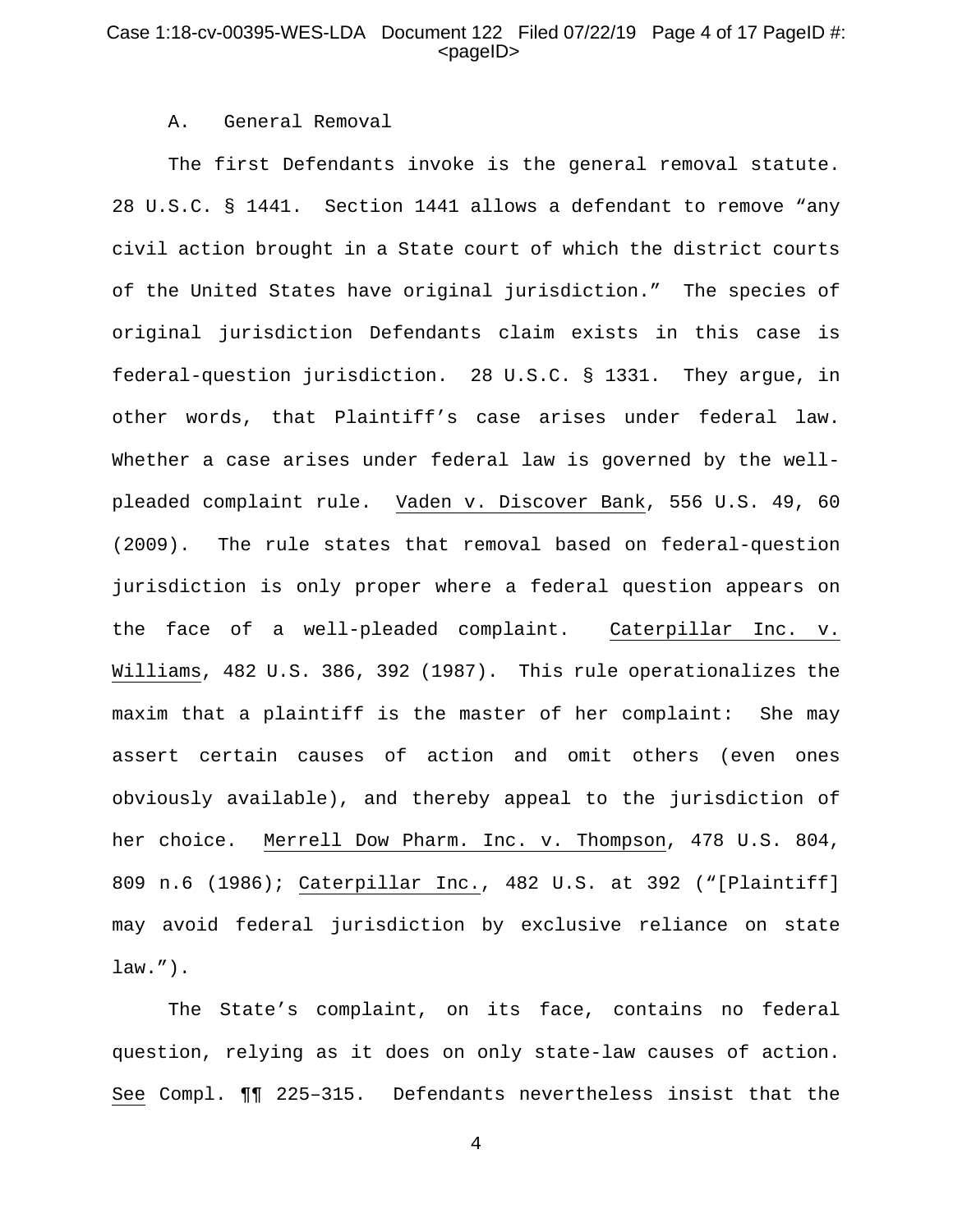### A. General Removal

The first Defendants invoke is the general removal statute. 28 U.S.C. § 1441. Section 1441 allows a defendant to remove "any civil action brought in a State court of which the district courts of the United States have original jurisdiction." The species of original jurisdiction Defendants claim exists in this case is federal-question jurisdiction. 28 U.S.C. § 1331. They argue, in other words, that Plaintiff's case arises under federal law. Whether a case arises under federal law is governed by the well-pleaded complaint rule. Vaden v. Discover Bank, 556 U.S. 49, 60 (2009). The rule states that removal based on federal-question jurisdiction is only proper where a federal question appears on the face of a well-pleaded complaint. Caterpillar Inc. v. Williams, 482 U.S. 386, 392 (1987). This rule operationalizes the maxim that a plaintiff is the master of her complaint: She may assert certain causes of action and omit others (even ones obviously available), and thereby appeal to the jurisdiction of her choice. Merrell Dow Pharm. Inc. v. Thompson, 478 U.S. 804, 809 n.6 (1986); Caterpillar Inc., 482 U.S. at 392 ("[Plaintiff] may avoid federal jurisdiction by exclusive reliance on state law.").

The State's complaint, on its face, contains no federal question, relying as it does on only state-law causes of action. See Compl. ¶¶ 225–315. Defendants nevertheless insist that the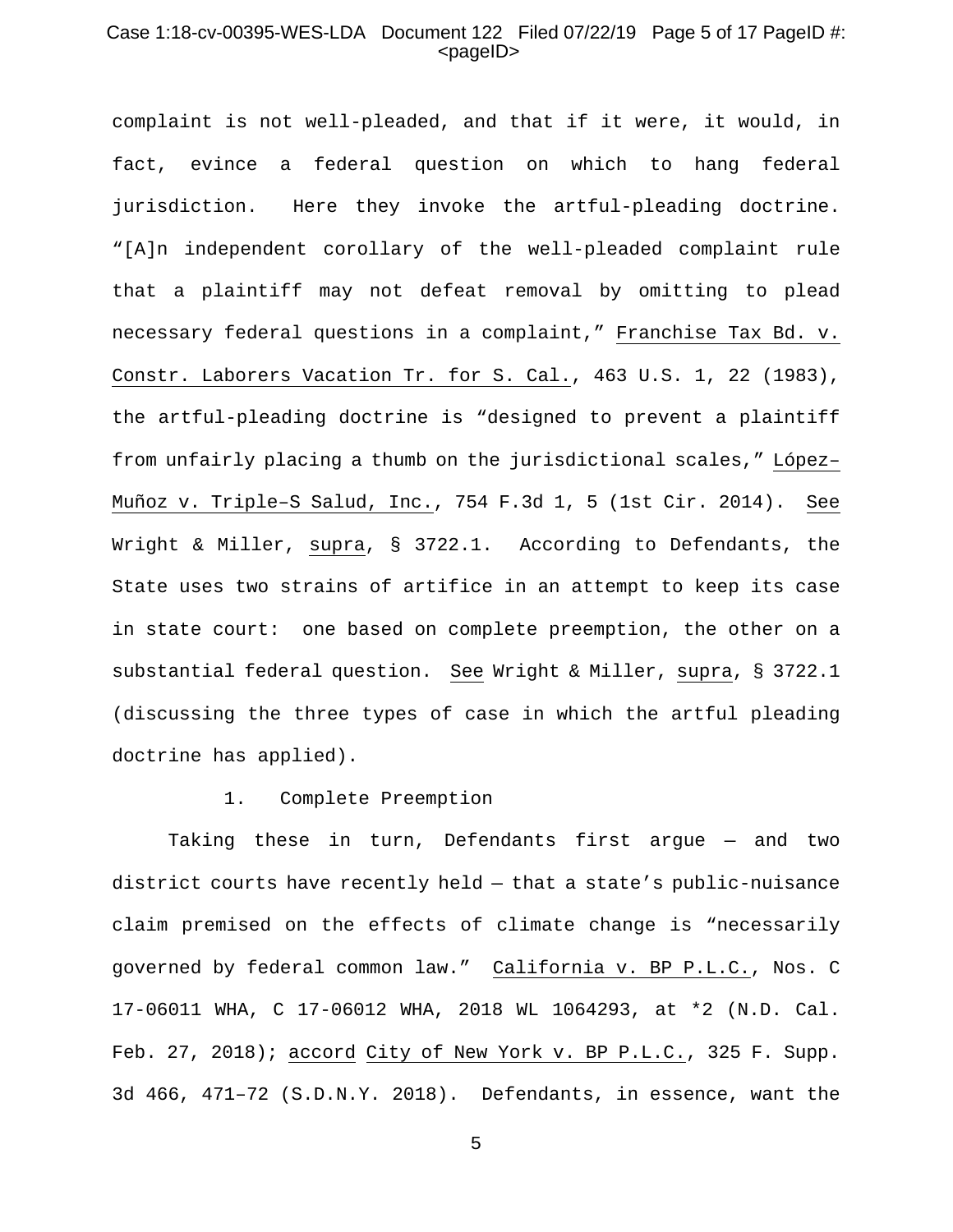complaint is not well-pleaded, and that if it were, it would, in fact, evince a federal question on which to hang federal jurisdiction. Here they invoke the artful-pleading doctrine. "[A]n independent corollary of the well-pleaded complaint rule that a plaintiff may not defeat removal by omitting to plead necessary federal questions in a complaint," Franchise Tax Bd. v. Constr. Laborers Vacation Tr. for S. Cal., 463 U.S. 1, 22 (1983), the artful-pleading doctrine is "designed to prevent a plaintiff from unfairly placing a thumb on the jurisdictional scales," López–Muñoz v. Triple–S Salud, Inc., 754 F.3d 1, 5 (1st Cir. 2014). See Wright & Miller, supra, § 3722.1. According to Defendants, the State uses two strains of artifice in an attempt to keep its case in state court: one based on complete preemption, the other on a substantial federal question. See Wright & Miller, supra, § 3722.1 (discussing the three types of case in which the artful pleading doctrine has applied).

1. Complete Preemption

Taking these in turn, Defendants first argue — and two district courts have recently held — that a state's public-nuisance claim premised on the effects of climate change is "necessarily governed by federal common law." California v. BP P.L.C., Nos. C 17-06011 WHA, C 17-06012 WHA, 2018 WL 1064293, at *2 (N.D. Cal. Feb. 27, 2018); accord City of New York v. BP P.L.C., 325 F. Supp. 3d 466, 471–72 (S.D.N.Y. 2018). Defendants, in essence, want the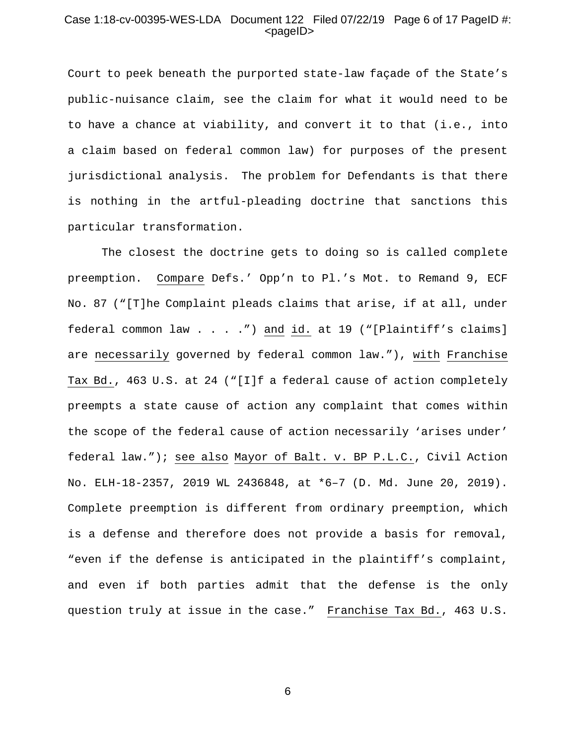Court to peek beneath the purported state-law façade of the State's public-nuisance claim, see the claim for what it would need to be to have a chance at viability, and convert it to that (i.e., into a claim based on federal common law) for purposes of the present jurisdictional analysis. The problem for Defendants is that there is nothing in the artful-pleading doctrine that sanctions this particular transformation.

The closest the doctrine gets to doing so is called complete preemption. Compare Defs.' Opp'n to Pl.'s Mot. to Remand 9, ECF No. 87 ("[T]he Complaint pleads claims that arise, if at all, under federal common law . . . .") and id. at 19 ("[Plaintiff's claims] are necessarily governed by federal common law."), with Franchise Tax Bd., 463 U.S. at 24 ("[I]f a federal cause of action completely preempts a state cause of action any complaint that comes within the scope of the federal cause of action necessarily 'arises under' federal law."); see also Mayor of Balt. v. BP P.L.C., Civil Action No. ELH-18-2357, 2019 WL 2436848, at *6–7 (D. Md. June 20, 2019). Complete preemption is different from ordinary preemption, which is a defense and therefore does not provide a basis for removal, "even if the defense is anticipated in the plaintiff's complaint, and even if both parties admit that the defense is the only question truly at issue in the case." Franchise Tax Bd., 463 U.S.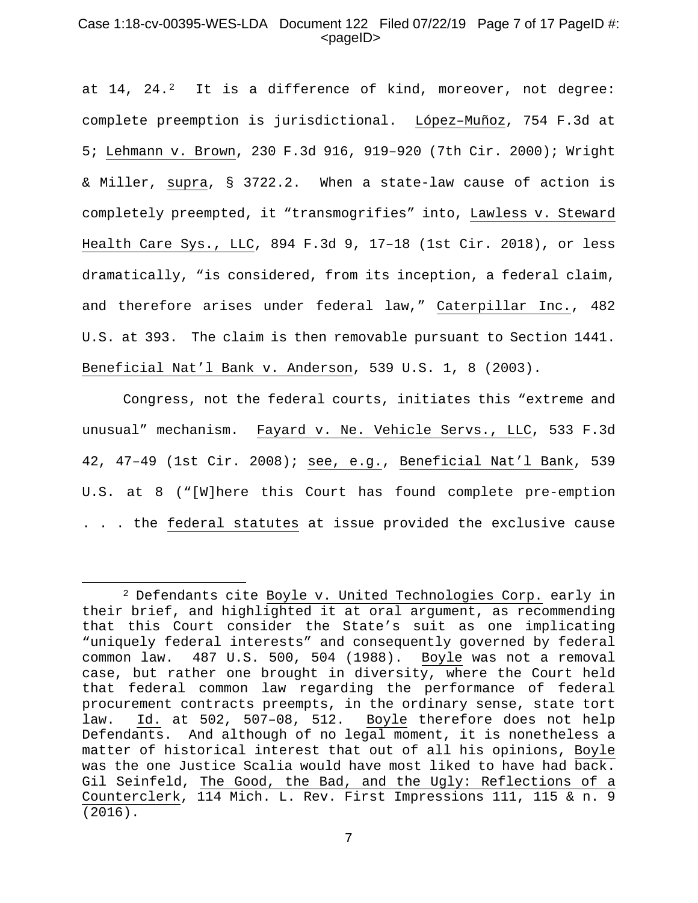at 14, 24.[2] It is a difference of kind, moreover, not degree: complete preemption is jurisdictional. López–Muñoz, 754 F.3d at 5; Lehmann v. Brown, 230 F.3d 916, 919–920 (7th Cir. 2000); Wright & Miller, supra, § 3722.2. When a state-law cause of action is completely preempted, it "transmogrifies" into, Lawless v. Steward Health Care Sys., LLC, 894 F.3d 9, 17–18 (1st Cir. 2018), or less dramatically, "is considered, from its inception, a federal claim, and therefore arises under federal law," Caterpillar Inc., 482 U.S. at 393. The claim is then removable pursuant to Section 1441. Beneficial Nat'l Bank v. Anderson, 539 U.S. 1, 8 (2003).

Congress, not the federal courts, initiates this "extreme and unusual" mechanism. Fayard v. Ne. Vehicle Servs., LLC, 533 F.3d 42, 47–49 (1st Cir. 2008); see, e.g., Beneficial Nat'l Bank, 539 U.S. at 8 ("[W]here this Court has found complete pre-emption . . . the federal statutes at issue provided the exclusive cause

---

[2] Defendants cite Boyle v. United Technologies Corp. early in their brief, and highlighted it at oral argument, as recommending that this Court consider the State's suit as one implicating "uniquely federal interests" and consequently governed by federal common law. 487 U.S. 500, 504 (1988). Boyle was not a removal case, but rather one brought in diversity, where the Court held that federal common law regarding the performance of federal procurement contracts preempts, in the ordinary sense, state tort law. Id. at 502, 507–08, 512. Boyle therefore does not help Defendants. And although of no legal moment, it is nonetheless a matter of historical interest that out of all his opinions, Boyle was the one Justice Scalia would have most liked to have had back. Gil Seinfeld, The Good, the Bad, and the Ugly: Reflections of a Counterclerk, 114 Mich. L. Rev. First Impressions 111, 115 & n. 9 (2016).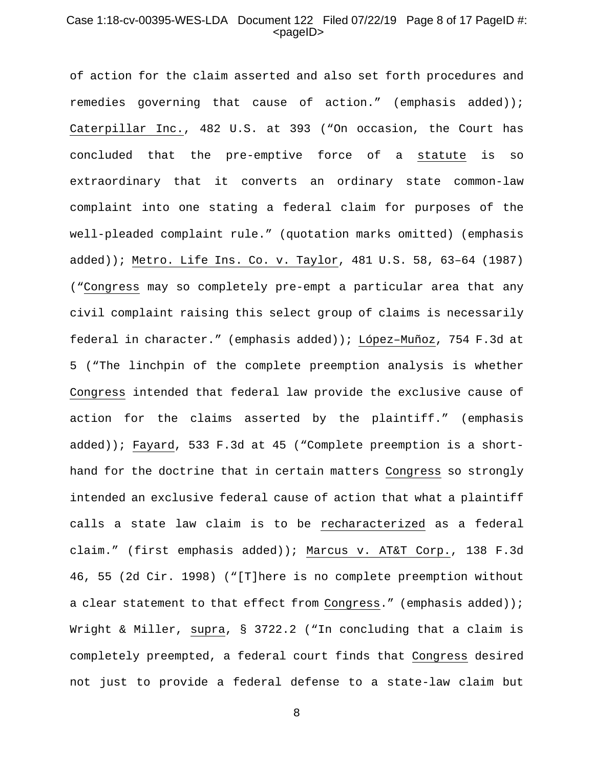of action for the claim asserted and also set forth procedures and remedies governing that cause of action." (emphasis added)); Caterpillar Inc., 482 U.S. at 393 ("On occasion, the Court has concluded that the pre-emptive force of a statute is so extraordinary that it converts an ordinary state common-law complaint into one stating a federal claim for purposes of the well-pleaded complaint rule." (quotation marks omitted) (emphasis added)); Metro. Life Ins. Co. v. Taylor, 481 U.S. 58, 63–64 (1987) ("Congress may so completely pre-empt a particular area that any civil complaint raising this select group of claims is necessarily federal in character." (emphasis added)); López–Muñoz, 754 F.3d at 5 ("The linchpin of the complete preemption analysis is whether Congress intended that federal law provide the exclusive cause of action for the claims asserted by the plaintiff." (emphasis added)); Fayard, 533 F.3d at 45 ("Complete preemption is a short-hand for the doctrine that in certain matters Congress so strongly intended an exclusive federal cause of action that what a plaintiff calls a state law claim is to be recharacterized as a federal claim." (first emphasis added)); Marcus v. AT&T Corp., 138 F.3d 46, 55 (2d Cir. 1998) ("[T]here is no complete preemption without a clear statement to that effect from Congress." (emphasis added)); Wright & Miller, supra, § 3722.2 ("In concluding that a claim is completely preempted, a federal court finds that Congress desired not just to provide a federal defense to a state-law claim but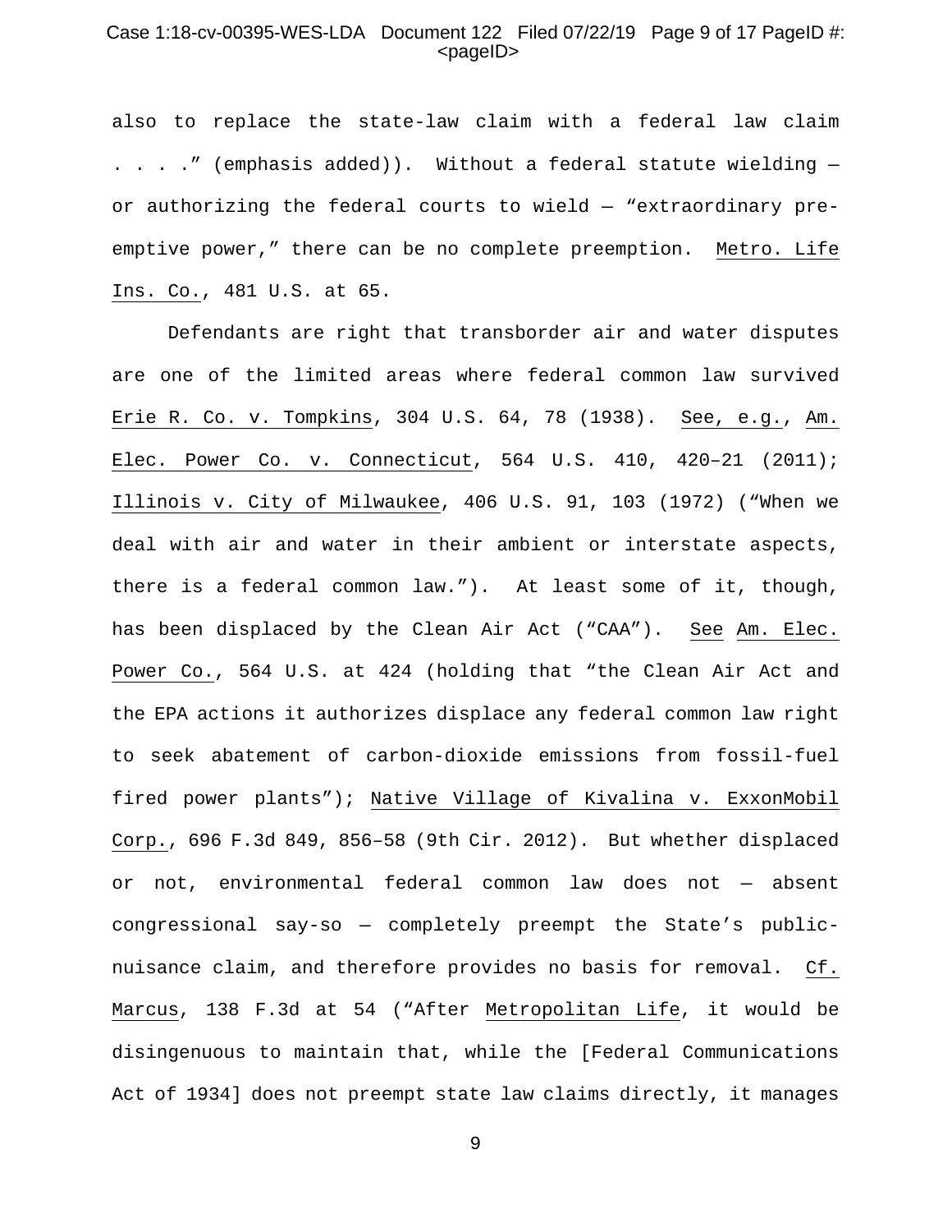also to replace the state-law claim with a federal law claim . . . ." (emphasis added)). Without a federal statute wielding — or authorizing the federal courts to wield — "extraordinary pre-emptive power," there can be no complete preemption. Metro. Life Ins. Co., 481 U.S. at 65.

Defendants are right that transborder air and water disputes are one of the limited areas where federal common law survived Erie R. Co. v. Tompkins, 304 U.S. 64, 78 (1938). See, e.g., Am. Elec. Power Co. v. Connecticut, 564 U.S. 410, 420–21 (2011); Illinois v. City of Milwaukee, 406 U.S. 91, 103 (1972) ("When we deal with air and water in their ambient or interstate aspects, there is a federal common law."). At least some of it, though, has been displaced by the Clean Air Act ("CAA"). See Am. Elec. Power Co., 564 U.S. at 424 (holding that "the Clean Air Act and the EPA actions it authorizes displace any federal common law right to seek abatement of carbon-dioxide emissions from fossil-fuel fired power plants"); Native Village of Kivalina v. ExxonMobil Corp., 696 F.3d 849, 856–58 (9th Cir. 2012). But whether displaced or not, environmental federal common law does not — absent congressional say-so — completely preempt the State's public-nuisance claim, and therefore provides no basis for removal. Cf. Marcus, 138 F.3d at 54 ("After Metropolitan Life, it would be disingenuous to maintain that, while the [Federal Communications Act of 1934] does not preempt state law claims directly, it manages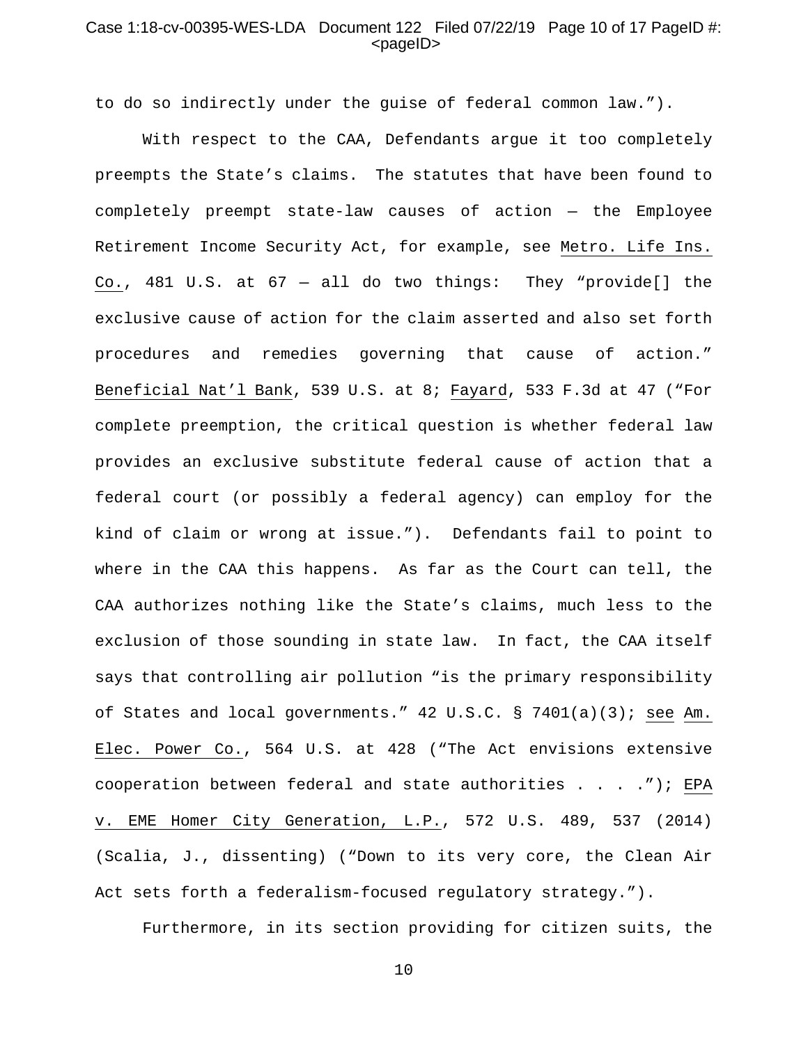to do so indirectly under the guise of federal common law.”).

With respect to the CAA, Defendants argue it too completely preempts the State’s claims. The statutes that have been found to completely preempt state-law causes of action — the Employee Retirement Income Security Act, for example, see Metro. Life Ins. Co., 481 U.S. at 67 — all do two things: They “provide[] the exclusive cause of action for the claim asserted and also set forth procedures and remedies governing that cause of action.” Beneficial Nat’l Bank, 539 U.S. at 8; Fayard, 533 F.3d at 47 (“For complete preemption, the critical question is whether federal law provides an exclusive substitute federal cause of action that a federal court (or possibly a federal agency) can employ for the kind of claim or wrong at issue.”). Defendants fail to point to where in the CAA this happens. As far as the Court can tell, the CAA authorizes nothing like the State’s claims, much less to the exclusion of those sounding in state law. In fact, the CAA itself says that controlling air pollution “is the primary responsibility of States and local governments.” 42 U.S.C. § 7401(a)(3); see Am. Elec. Power Co., 564 U.S. at 428 (“The Act envisions extensive cooperation between federal and state authorities . . . .”); EPA v. EME Homer City Generation, L.P., 572 U.S. 489, 537 (2014) (Scalia, J., dissenting) (“Down to its very core, the Clean Air Act sets forth a federalism-focused regulatory strategy.”).

Furthermore, in its section providing for citizen suits, the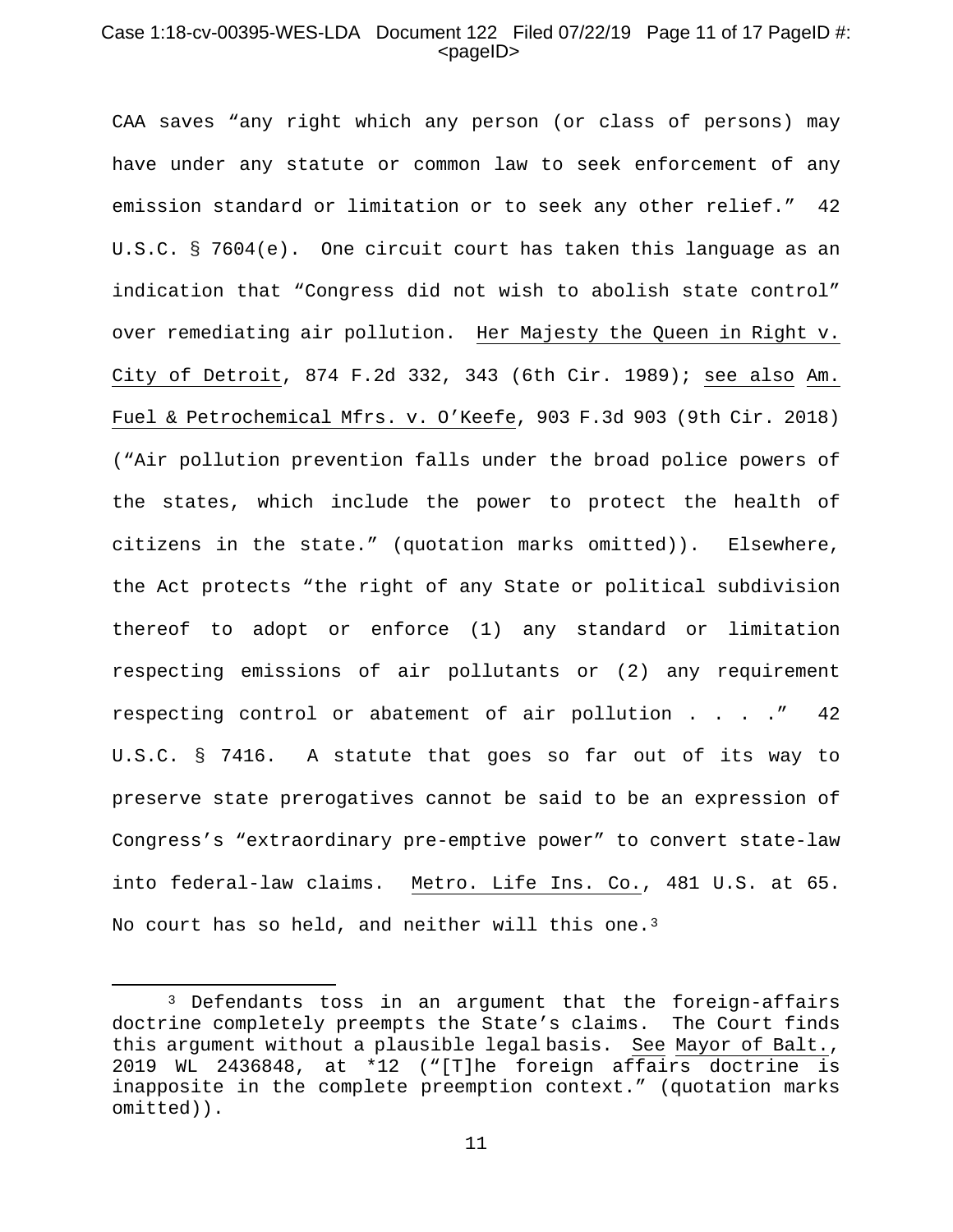CAA saves "any right which any person (or class of persons) may have under any statute or common law to seek enforcement of any emission standard or limitation or to seek any other relief." 42 U.S.C. § 7604(e). One circuit court has taken this language as an indication that "Congress did not wish to abolish state control" over remediating air pollution. Her Majesty the Queen in Right v. City of Detroit, 874 F.2d 332, 343 (6th Cir. 1989); see also Am. Fuel & Petrochemical Mfrs. v. O'Keefe, 903 F.3d 903 (9th Cir. 2018) ("Air pollution prevention falls under the broad police powers of the states, which include the power to protect the health of citizens in the state." (quotation marks omitted)). Elsewhere, the Act protects "the right of any State or political subdivision thereof to adopt or enforce (1) any standard or limitation respecting emissions of air pollutants or (2) any requirement respecting control or abatement of air pollution . . . ." 42 U.S.C. § 7416. A statute that goes so far out of its way to preserve state prerogatives cannot be said to be an expression of Congress's "extraordinary pre-emptive power" to convert state-law into federal-law claims. Metro. Life Ins. Co., 481 U.S. at 65. No court has so held, and neither will this one.[3]

---

[3] Defendants toss in an argument that the foreign-affairs doctrine completely preempts the State's claims. The Court finds this argument without a plausible legal basis. See Mayor of Balt., 2019 WL 2436848, at *12 ("[T]he foreign affairs doctrine is inapposite in the complete preemption context." (quotation marks omitted)).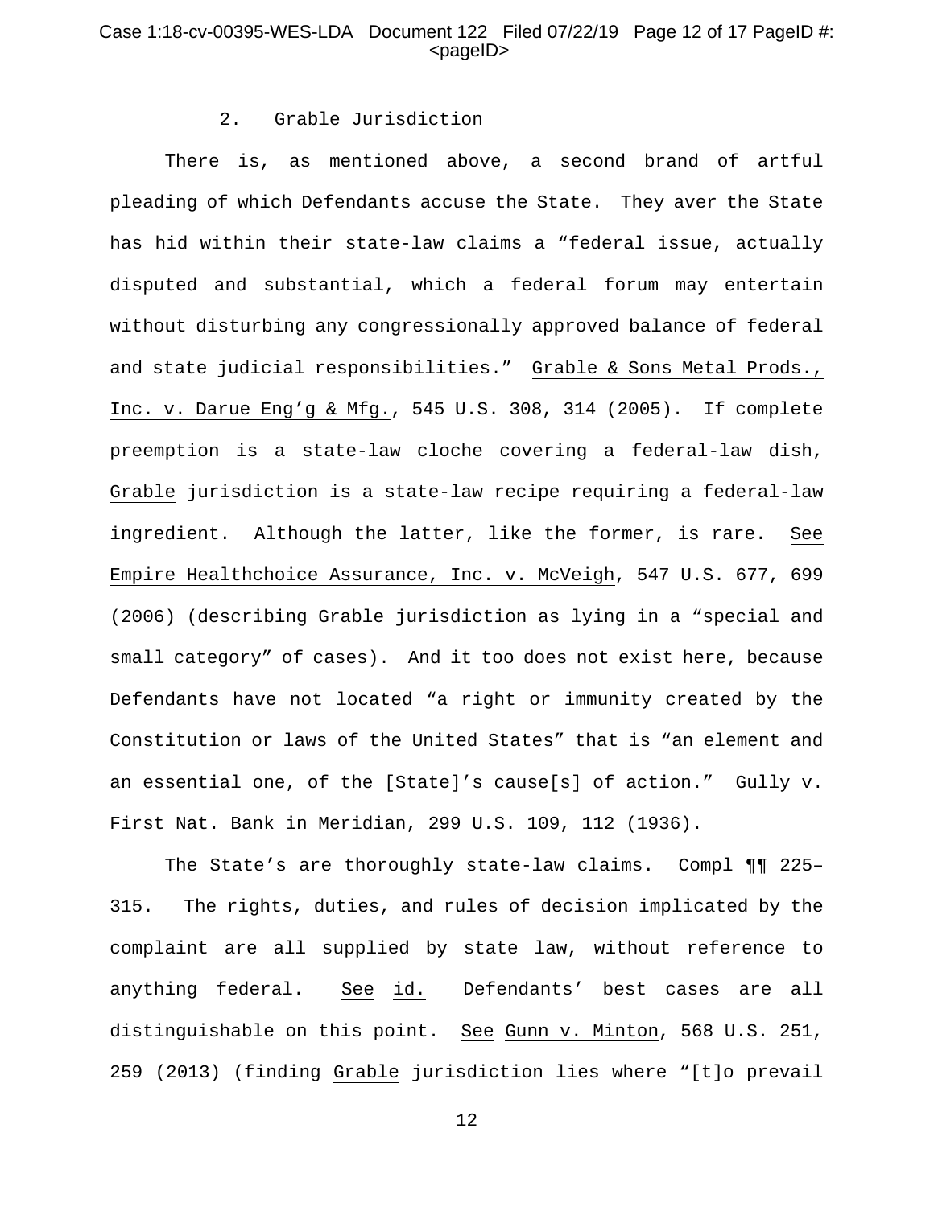2. <u>Grable</u> Jurisdiction

There is, as mentioned above, a second brand of artful pleading of which Defendants accuse the State. They aver the State has hid within their state-law claims a "federal issue, actually disputed and substantial, which a federal forum may entertain without disturbing any congressionally approved balance of federal and state judicial responsibilities." <u>Grable & Sons Metal Prods., Inc. v. Darue Eng'g & Mfg.</u>, 545 U.S. 308, 314 (2005). If complete preemption is a state-law cloche covering a federal-law dish, <u>Grable</u> jurisdiction is a state-law recipe requiring a federal-law ingredient. Although the latter, like the former, is rare. <u>See</u> <u>Empire Healthchoice Assurance, Inc. v. McVeigh</u>, 547 U.S. 677, 699 (2006) (describing Grable jurisdiction as lying in a "special and small category" of cases). And it too does not exist here, because Defendants have not located "a right or immunity created by the Constitution or laws of the United States" that is "an element and an essential one, of the [State]'s cause[s] of action." <u>Gully v. First Nat. Bank in Meridian</u>, 299 U.S. 109, 112 (1936).

The State's are thoroughly state-law claims. Compl ¶¶ 225–315. The rights, duties, and rules of decision implicated by the complaint are all supplied by state law, without reference to anything federal. <u>See</u> <u>id.</u> Defendants' best cases are all distinguishable on this point. <u>See</u> <u>Gunn v. Minton</u>, 568 U.S. 251, 259 (2013) (finding <u>Grable</u> jurisdiction lies where "[t]o prevail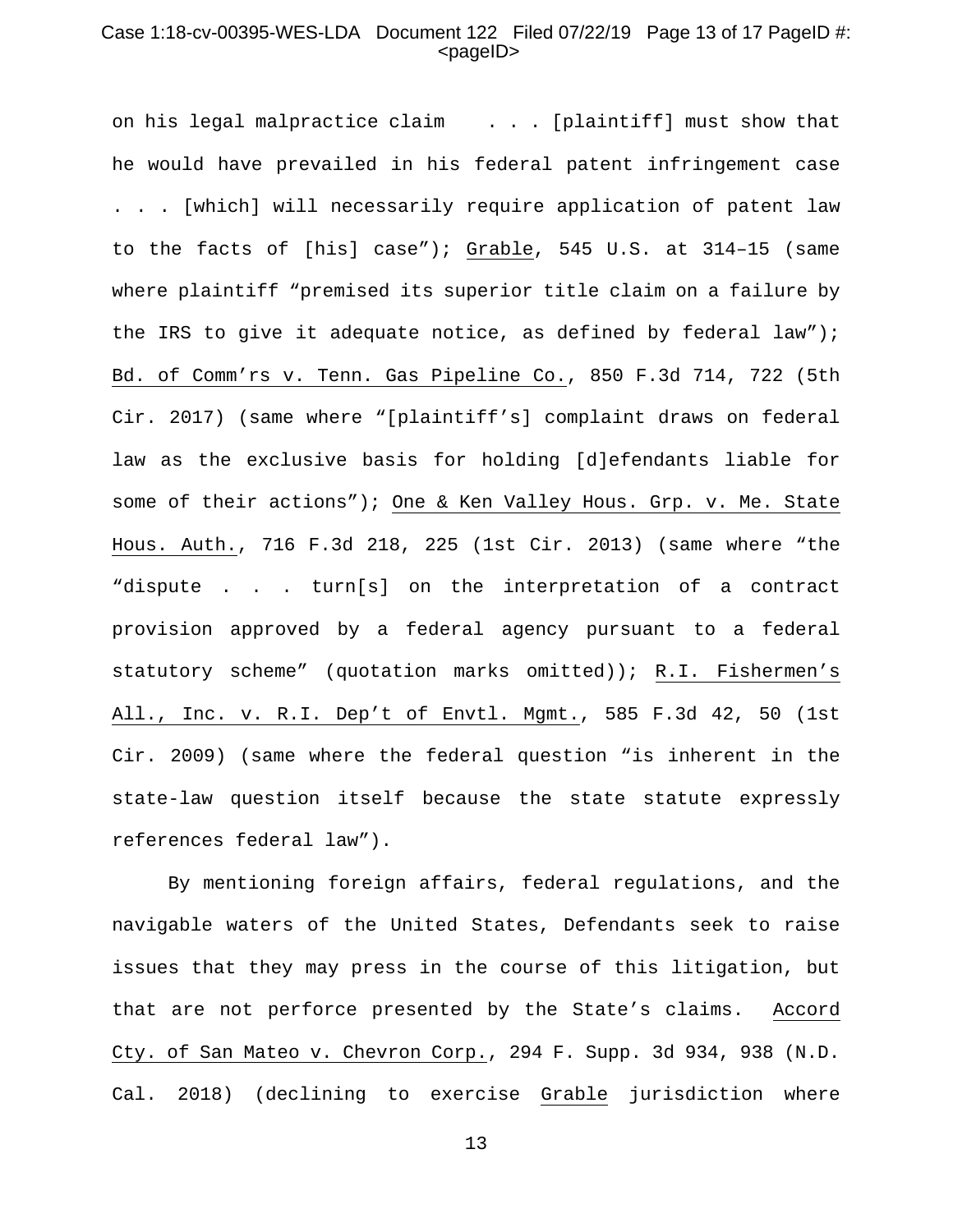on his legal malpractice claim . . . [plaintiff] must show that he would have prevailed in his federal patent infringement case . . . [which] will necessarily require application of patent law to the facts of [his] case"); Grable, 545 U.S. at 314–15 (same where plaintiff "premised its superior title claim on a failure by the IRS to give it adequate notice, as defined by federal law"); Bd. of Comm'rs v. Tenn. Gas Pipeline Co., 850 F.3d 714, 722 (5th Cir. 2017) (same where "[plaintiff's] complaint draws on federal law as the exclusive basis for holding [d]efendants liable for some of their actions"); One & Ken Valley Hous. Grp. v. Me. State Hous. Auth., 716 F.3d 218, 225 (1st Cir. 2013) (same where "the "dispute . . . turn[s] on the interpretation of a contract provision approved by a federal agency pursuant to a federal statutory scheme" (quotation marks omitted)); R.I. Fishermen's All., Inc. v. R.I. Dep't of Envtl. Mgmt., 585 F.3d 42, 50 (1st Cir. 2009) (same where the federal question "is inherent in the state-law question itself because the state statute expressly references federal law").

By mentioning foreign affairs, federal regulations, and the navigable waters of the United States, Defendants seek to raise issues that they may press in the course of this litigation, but that are not perforce presented by the State's claims. Accord Cty. of San Mateo v. Chevron Corp., 294 F. Supp. 3d 934, 938 (N.D. Cal. 2018) (declining to exercise Grable jurisdiction where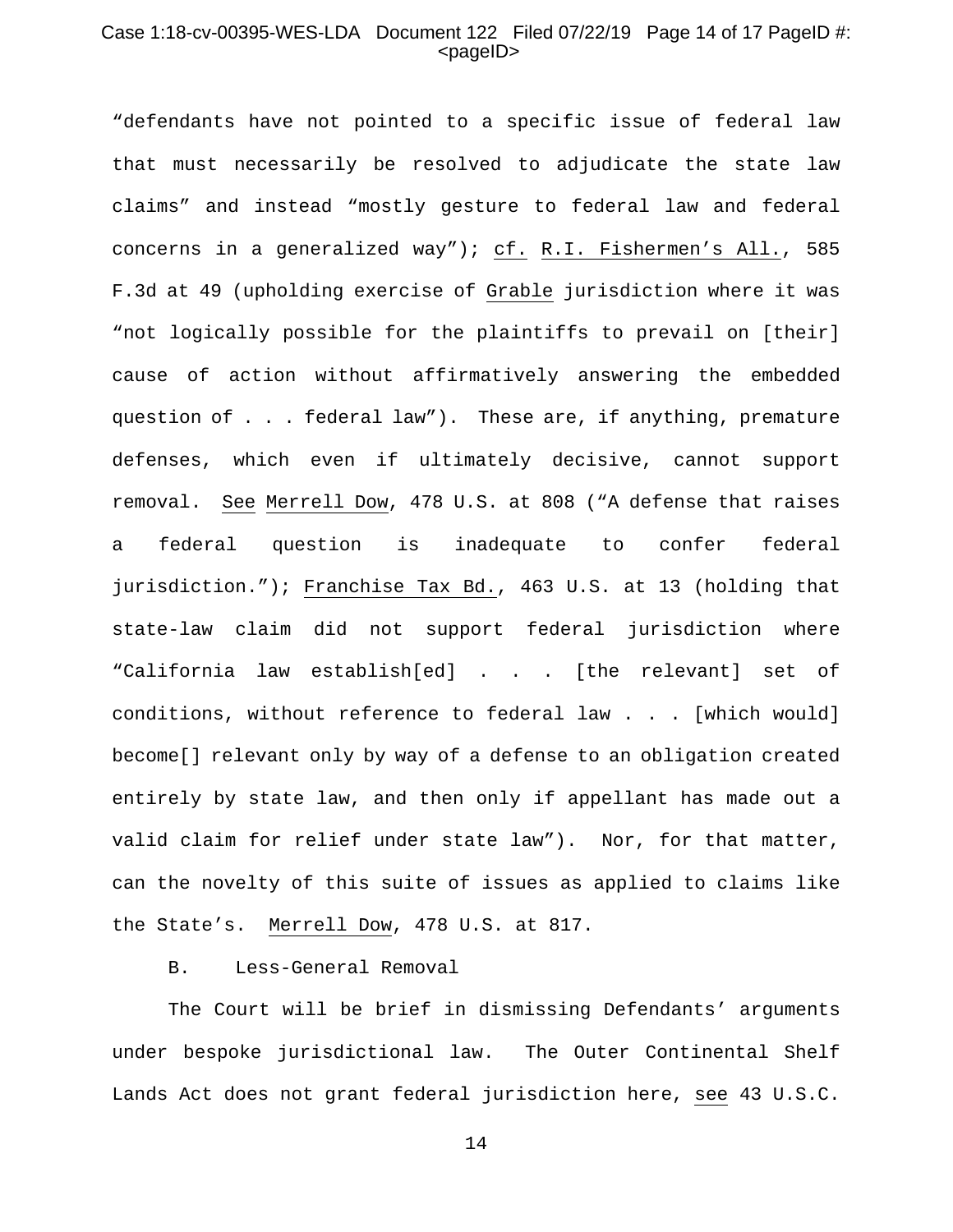"defendants have not pointed to a specific issue of federal law that must necessarily be resolved to adjudicate the state law claims" and instead "mostly gesture to federal law and federal concerns in a generalized way"); cf. R.I. Fishermen's All., 585 F.3d at 49 (upholding exercise of Grable jurisdiction where it was "not logically possible for the plaintiffs to prevail on [their] cause of action without affirmatively answering the embedded question of . . . federal law"). These are, if anything, premature defenses, which even if ultimately decisive, cannot support removal. See Merrell Dow, 478 U.S. at 808 ("A defense that raises a federal question is inadequate to confer federal jurisdiction."); Franchise Tax Bd., 463 U.S. at 13 (holding that state-law claim did not support federal jurisdiction where "California law establish[ed] . . . [the relevant] set of conditions, without reference to federal law . . . [which would] become[] relevant only by way of a defense to an obligation created entirely by state law, and then only if appellant has made out a valid claim for relief under state law"). Nor, for that matter, can the novelty of this suite of issues as applied to claims like the State's. Merrell Dow, 478 U.S. at 817.

B. Less-General Removal

The Court will be brief in dismissing Defendants' arguments under bespoke jurisdictional law. The Outer Continental Shelf Lands Act does not grant federal jurisdiction here, see 43 U.S.C.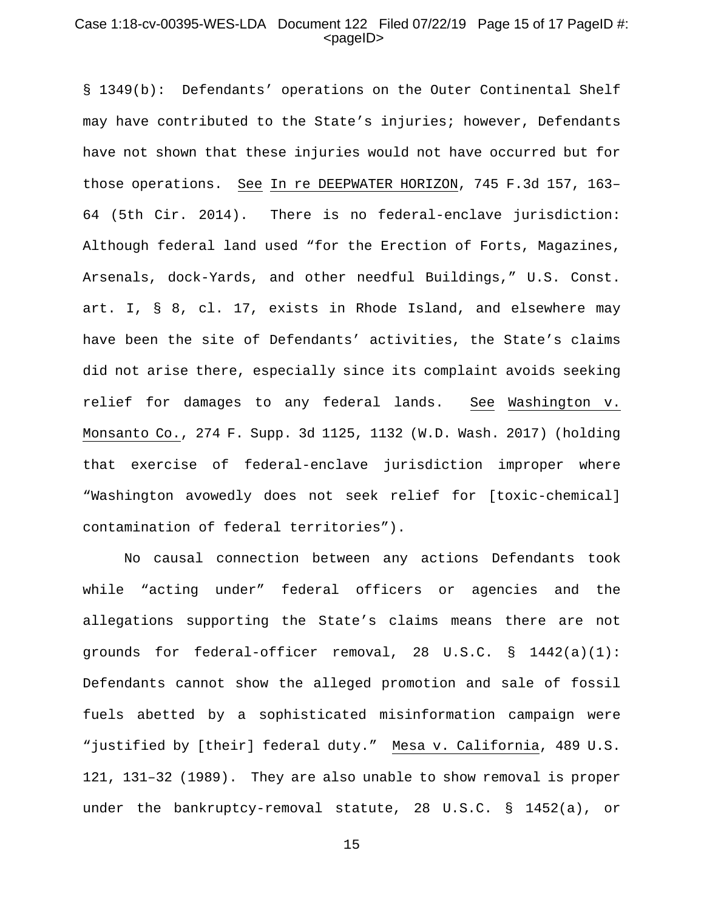§ 1349(b): Defendants' operations on the Outer Continental Shelf may have contributed to the State's injuries; however, Defendants have not shown that these injuries would not have occurred but for those operations. See In re DEEPWATER HORIZON, 745 F.3d 157, 163–64 (5th Cir. 2014). There is no federal-enclave jurisdiction: Although federal land used "for the Erection of Forts, Magazines, Arsenals, dock-Yards, and other needful Buildings," U.S. Const. art. I, § 8, cl. 17, exists in Rhode Island, and elsewhere may have been the site of Defendants' activities, the State's claims did not arise there, especially since its complaint avoids seeking relief for damages to any federal lands. See Washington v. Monsanto Co., 274 F. Supp. 3d 1125, 1132 (W.D. Wash. 2017) (holding that exercise of federal-enclave jurisdiction improper where "Washington avowedly does not seek relief for [toxic-chemical] contamination of federal territories").

No causal connection between any actions Defendants took while "acting under" federal officers or agencies and the allegations supporting the State's claims means there are not grounds for federal-officer removal, 28 U.S.C. § 1442(a)(1): Defendants cannot show the alleged promotion and sale of fossil fuels abetted by a sophisticated misinformation campaign were "justified by [their] federal duty." Mesa v. California, 489 U.S. 121, 131–32 (1989). They are also unable to show removal is proper under the bankruptcy-removal statute, 28 U.S.C. § 1452(a), or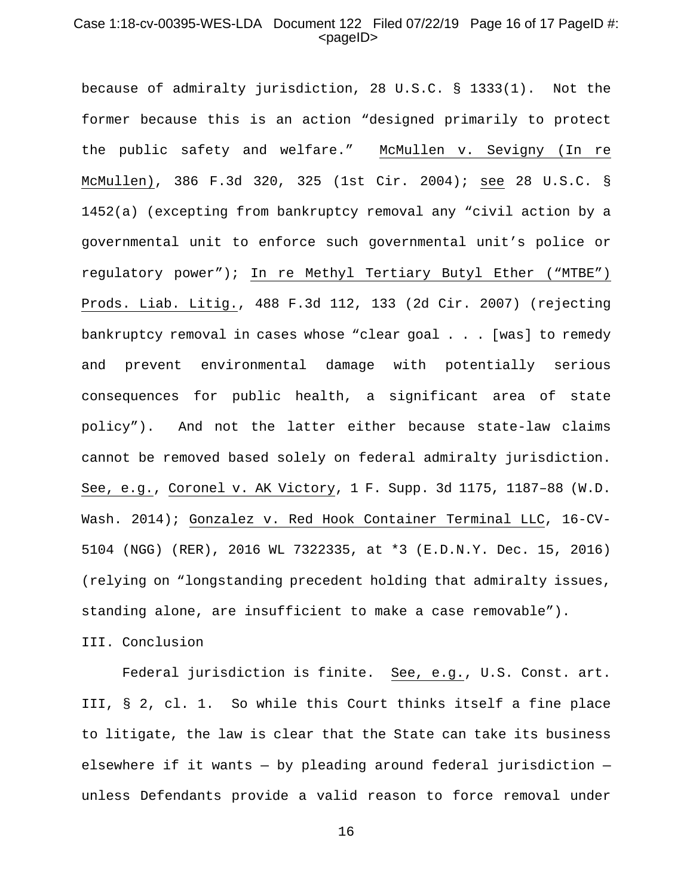because of admiralty jurisdiction, 28 U.S.C. § 1333(1). Not the former because this is an action "designed primarily to protect the public safety and welfare." McMullen v. Sevigny (In re McMullen), 386 F.3d 320, 325 (1st Cir. 2004); see 28 U.S.C. § 1452(a) (excepting from bankruptcy removal any "civil action by a governmental unit to enforce such governmental unit's police or regulatory power"); In re Methyl Tertiary Butyl Ether ("MTBE") Prods. Liab. Litig., 488 F.3d 112, 133 (2d Cir. 2007) (rejecting bankruptcy removal in cases whose "clear goal . . . [was] to remedy and prevent environmental damage with potentially serious consequences for public health, a significant area of state policy"). And not the latter either because state-law claims cannot be removed based solely on federal admiralty jurisdiction. See, e.g., Coronel v. AK Victory, 1 F. Supp. 3d 1175, 1187–88 (W.D. Wash. 2014); Gonzalez v. Red Hook Container Terminal LLC, 16-CV-5104 (NGG) (RER), 2016 WL 7322335, at *3 (E.D.N.Y. Dec. 15, 2016) (relying on "longstanding precedent holding that admiralty issues, standing alone, are insufficient to make a case removable").

## III. Conclusion

Federal jurisdiction is finite. See, e.g., U.S. Const. art. III, § 2, cl. 1. So while this Court thinks itself a fine place to litigate, the law is clear that the State can take its business elsewhere if it wants — by pleading around federal jurisdiction — unless Defendants provide a valid reason to force removal under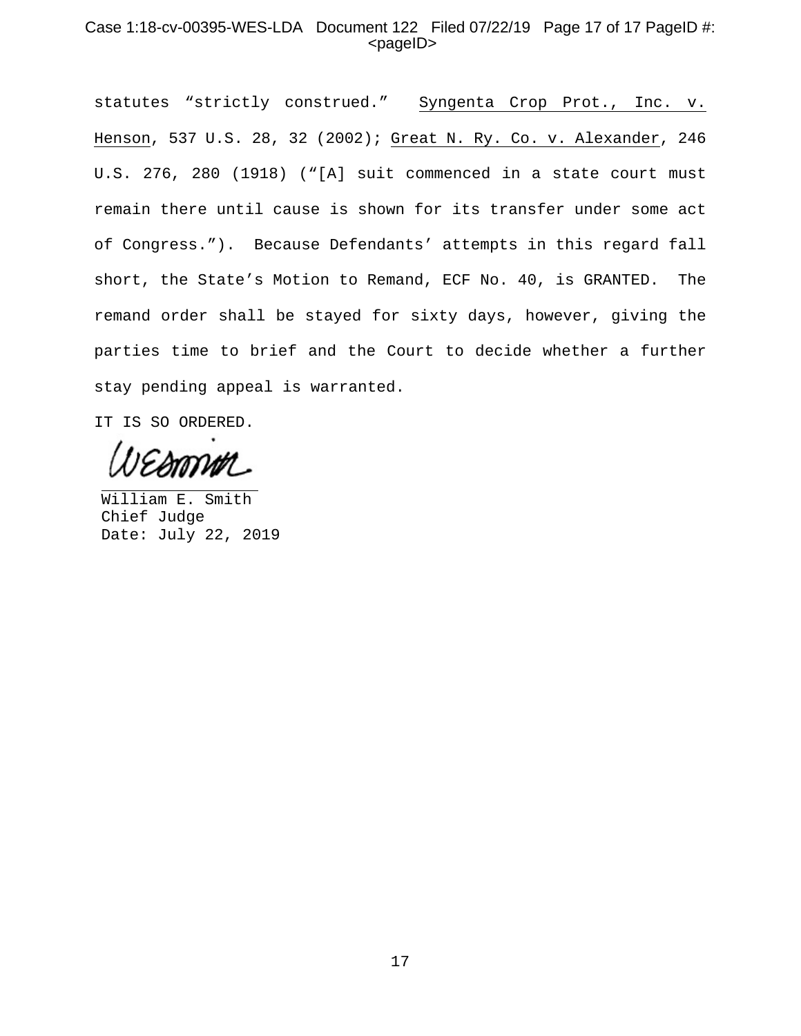statutes "strictly construed." Syngenta Crop Prot., Inc. v. Henson, 537 U.S. 28, 32 (2002); Great N. Ry. Co. v. Alexander, 246 U.S. 276, 280 (1918) ("[A] suit commenced in a state court must remain there until cause is shown for its transfer under some act of Congress."). Because Defendants' attempts in this regard fall short, the State's Motion to Remand, ECF No. 40, is GRANTED. The remand order shall be stayed for sixty days, however, giving the parties time to brief and the Court to decide whether a further stay pending appeal is warranted.

IT IS SO ORDERED.

William E. Smith
Chief Judge
Date: July 22, 2019